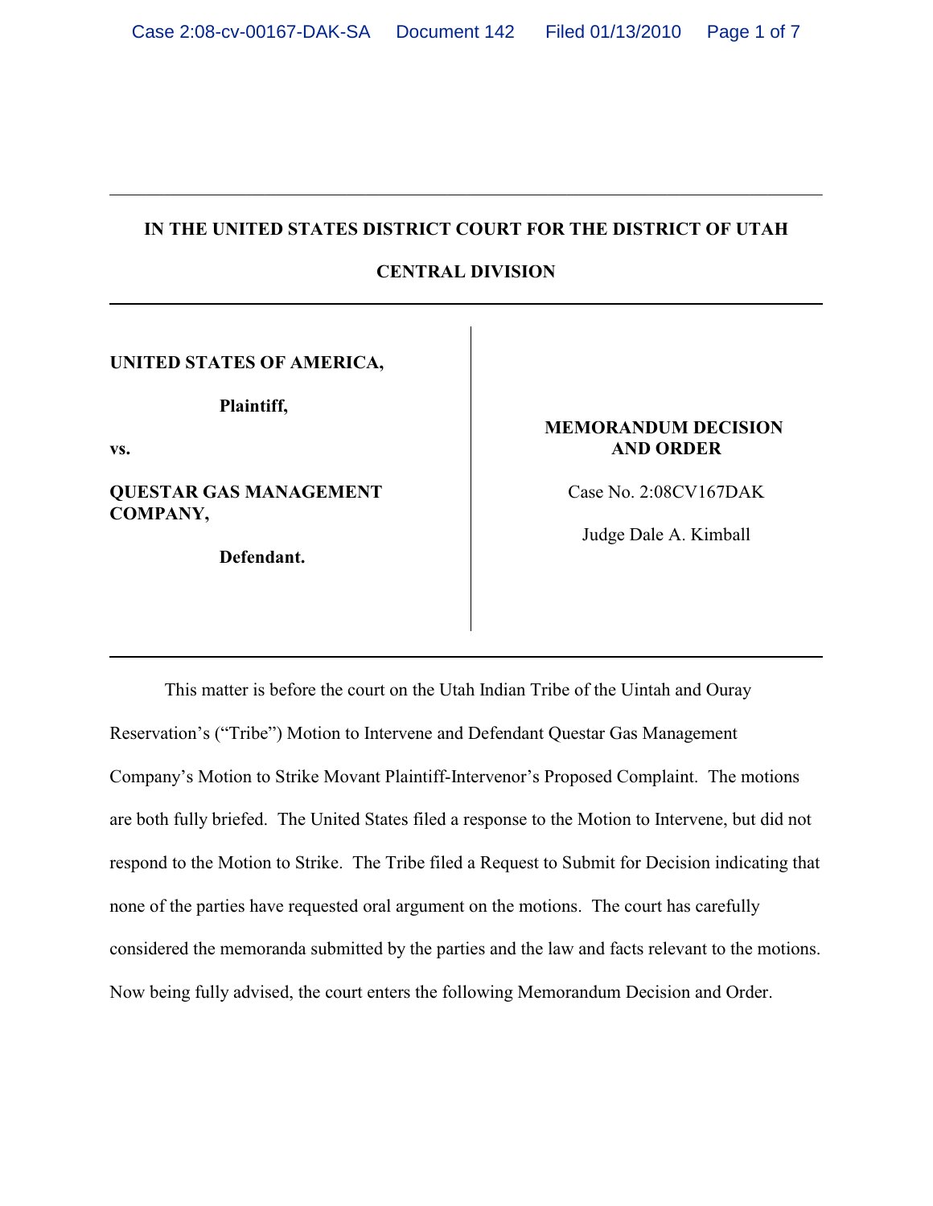**IN THE UNITED STATES DISTRICT COURT FOR THE DISTRICT OF UTAH**

**CENTRAL DIVISION**

| | |
|---|---|
| **UNITED STATES OF AMERICA,**<br><br>**Plaintiff,**<br><br>**vs.**<br><br>**QUESTAR GAS MANAGEMENT COMPANY,**<br><br>**Defendant.** | **MEMORANDUM DECISION AND ORDER**<br><br>Case No. 2:08CV167DAK<br><br>Judge Dale A. Kimball |

This matter is before the court on the Utah Indian Tribe of the Uintah and Ouray Reservation's ("Tribe") Motion to Intervene and Defendant Questar Gas Management Company's Motion to Strike Movant Plaintiff-Intervenor's Proposed Complaint. The motions are both fully briefed. The United States filed a response to the Motion to Intervene, but did not respond to the Motion to Strike. The Tribe filed a Request to Submit for Decision indicating that none of the parties have requested oral argument on the motions. The court has carefully considered the memoranda submitted by the parties and the law and facts relevant to the motions. Now being fully advised, the court enters the following Memorandum Decision and Order.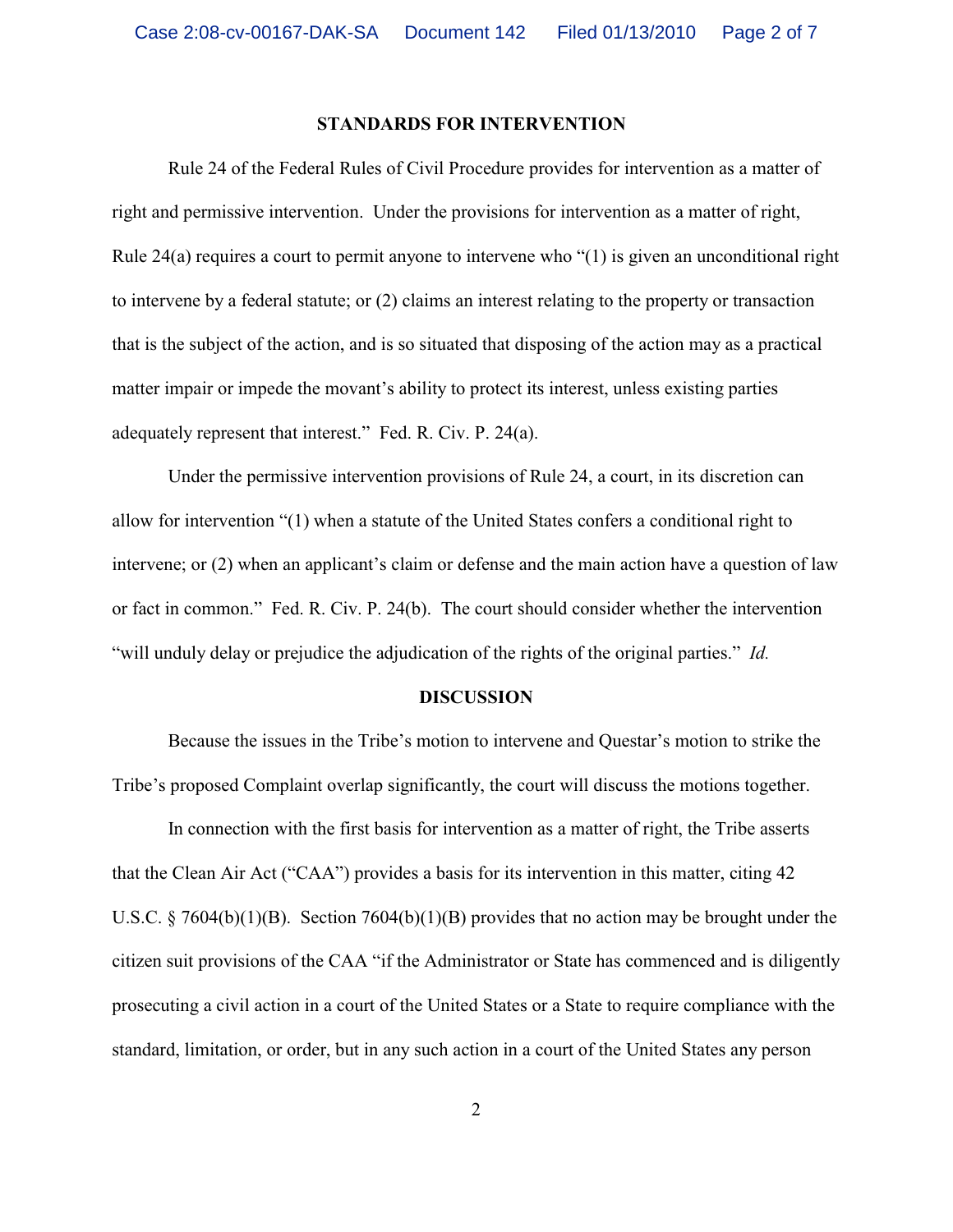## STANDARDS FOR INTERVENTION

Rule 24 of the Federal Rules of Civil Procedure provides for intervention as a matter of right and permissive intervention. Under the provisions for intervention as a matter of right, Rule 24(a) requires a court to permit anyone to intervene who "(1) is given an unconditional right to intervene by a federal statute; or (2) claims an interest relating to the property or transaction that is the subject of the action, and is so situated that disposing of the action may as a practical matter impair or impede the movant's ability to protect its interest, unless existing parties adequately represent that interest." Fed. R. Civ. P. 24(a).

Under the permissive intervention provisions of Rule 24, a court, in its discretion can allow for intervention "(1) when a statute of the United States confers a conditional right to intervene; or (2) when an applicant's claim or defense and the main action have a question of law or fact in common." Fed. R. Civ. P. 24(b). The court should consider whether the intervention "will unduly delay or prejudice the adjudication of the rights of the original parties." *Id.*

## DISCUSSION

Because the issues in the Tribe's motion to intervene and Questar's motion to strike the Tribe's proposed Complaint overlap significantly, the court will discuss the motions together.

In connection with the first basis for intervention as a matter of right, the Tribe asserts that the Clean Air Act ("CAA") provides a basis for its intervention in this matter, citing 42 U.S.C. § 7604(b)(1)(B). Section 7604(b)(1)(B) provides that no action may be brought under the citizen suit provisions of the CAA "if the Administrator or State has commenced and is diligently prosecuting a civil action in a court of the United States or a State to require compliance with the standard, limitation, or order, but in any such action in a court of the United States any person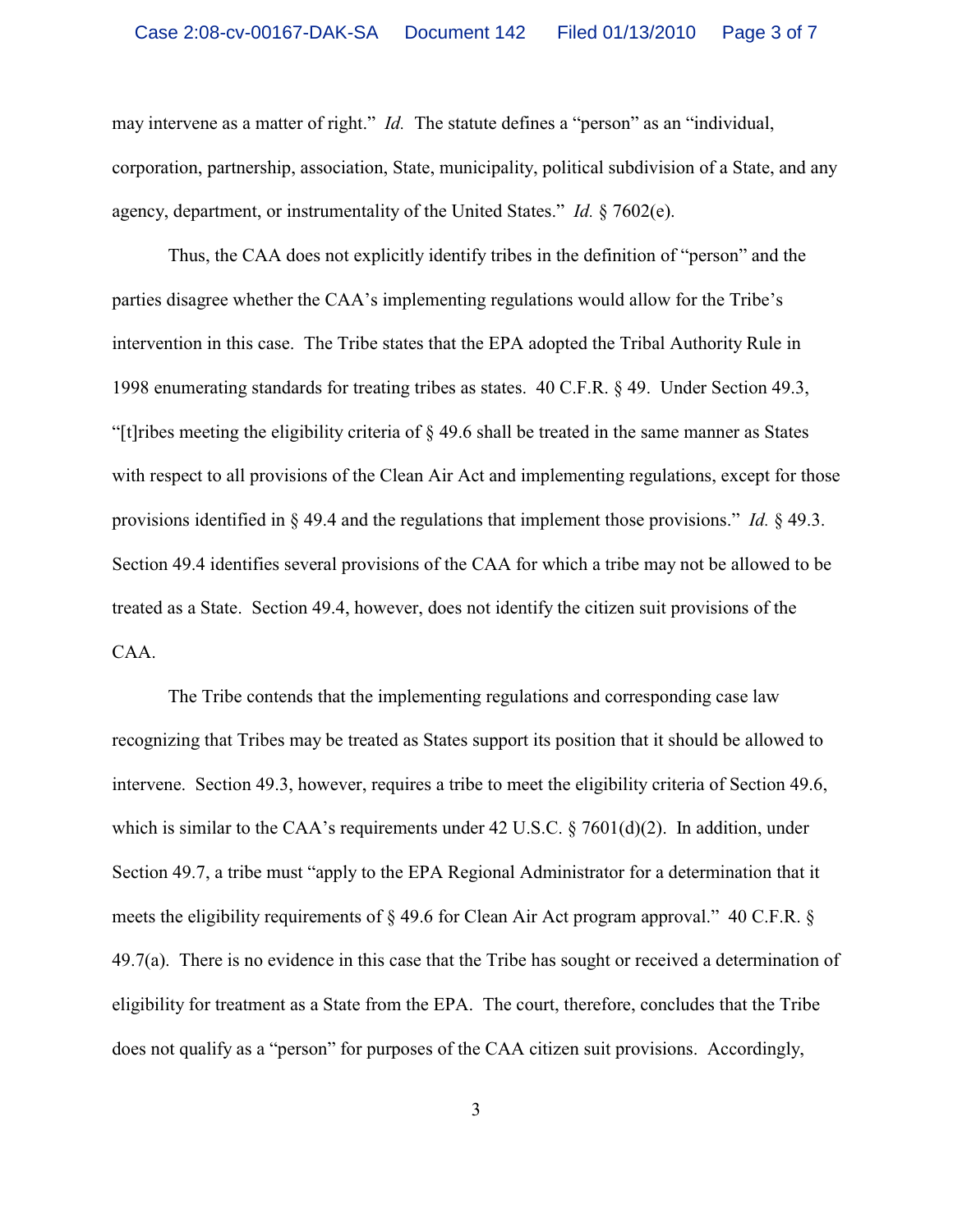may intervene as a matter of right." *Id.* The statute defines a "person" as an "individual, corporation, partnership, association, State, municipality, political subdivision of a State, and any agency, department, or instrumentality of the United States." *Id.* § 7602(e).

Thus, the CAA does not explicitly identify tribes in the definition of "person" and the parties disagree whether the CAA's implementing regulations would allow for the Tribe's intervention in this case. The Tribe states that the EPA adopted the Tribal Authority Rule in 1998 enumerating standards for treating tribes as states. 40 C.F.R. § 49. Under Section 49.3, "[t]ribes meeting the eligibility criteria of § 49.6 shall be treated in the same manner as States with respect to all provisions of the Clean Air Act and implementing regulations, except for those provisions identified in § 49.4 and the regulations that implement those provisions." *Id.* § 49.3. Section 49.4 identifies several provisions of the CAA for which a tribe may not be allowed to be treated as a State. Section 49.4, however, does not identify the citizen suit provisions of the CAA.

The Tribe contends that the implementing regulations and corresponding case law recognizing that Tribes may be treated as States support its position that it should be allowed to intervene. Section 49.3, however, requires a tribe to meet the eligibility criteria of Section 49.6, which is similar to the CAA's requirements under 42 U.S.C. § 7601(d)(2). In addition, under Section 49.7, a tribe must "apply to the EPA Regional Administrator for a determination that it meets the eligibility requirements of § 49.6 for Clean Air Act program approval." 40 C.F.R. § 49.7(a). There is no evidence in this case that the Tribe has sought or received a determination of eligibility for treatment as a State from the EPA. The court, therefore, concludes that the Tribe does not qualify as a "person" for purposes of the CAA citizen suit provisions. Accordingly,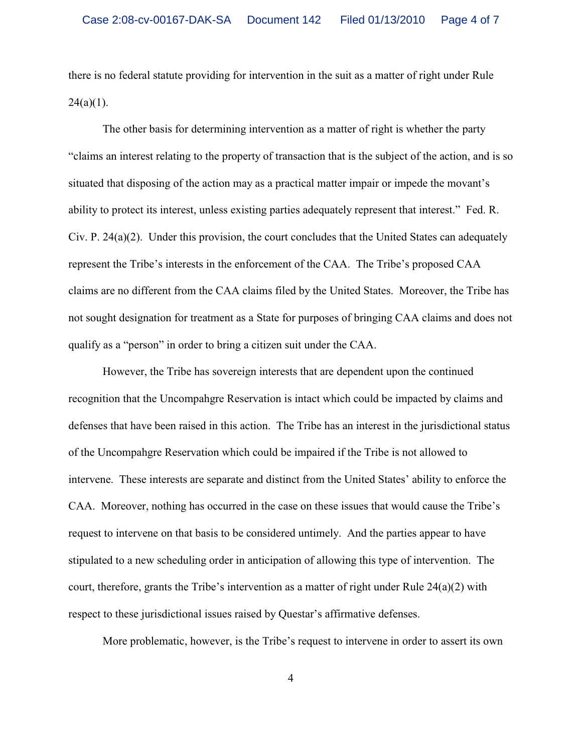there is no federal statute providing for intervention in the suit as a matter of right under Rule 24(a)(1).

The other basis for determining intervention as a matter of right is whether the party "claims an interest relating to the property of transaction that is the subject of the action, and is so situated that disposing of the action may as a practical matter impair or impede the movant's ability to protect its interest, unless existing parties adequately represent that interest." Fed. R. Civ. P. 24(a)(2). Under this provision, the court concludes that the United States can adequately represent the Tribe's interests in the enforcement of the CAA. The Tribe's proposed CAA claims are no different from the CAA claims filed by the United States. Moreover, the Tribe has not sought designation for treatment as a State for purposes of bringing CAA claims and does not qualify as a "person" in order to bring a citizen suit under the CAA.

However, the Tribe has sovereign interests that are dependent upon the continued recognition that the Uncompahgre Reservation is intact which could be impacted by claims and defenses that have been raised in this action. The Tribe has an interest in the jurisdictional status of the Uncompahgre Reservation which could be impaired if the Tribe is not allowed to intervene. These interests are separate and distinct from the United States' ability to enforce the CAA. Moreover, nothing has occurred in the case on these issues that would cause the Tribe's request to intervene on that basis to be considered untimely. And the parties appear to have stipulated to a new scheduling order in anticipation of allowing this type of intervention. The court, therefore, grants the Tribe's intervention as a matter of right under Rule 24(a)(2) with respect to these jurisdictional issues raised by Questar's affirmative defenses.

More problematic, however, is the Tribe's request to intervene in order to assert its own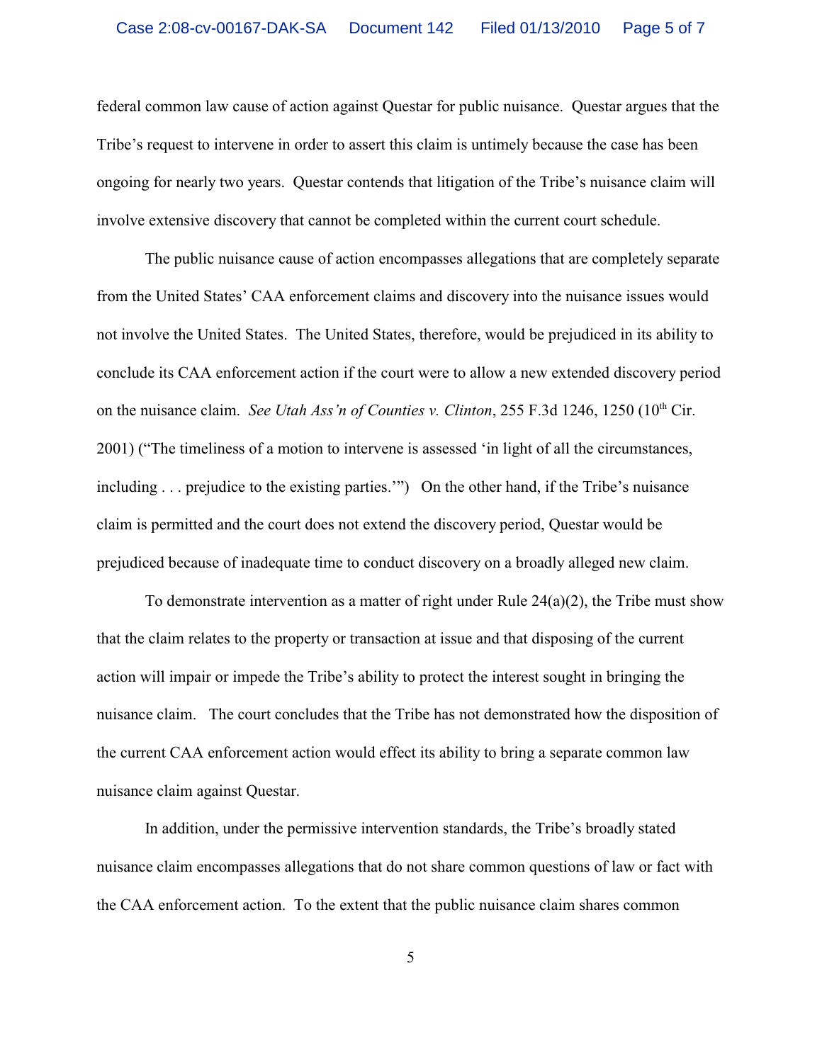federal common law cause of action against Questar for public nuisance. Questar argues that the Tribe's request to intervene in order to assert this claim is untimely because the case has been ongoing for nearly two years. Questar contends that litigation of the Tribe's nuisance claim will involve extensive discovery that cannot be completed within the current court schedule.

The public nuisance cause of action encompasses allegations that are completely separate from the United States' CAA enforcement claims and discovery into the nuisance issues would not involve the United States. The United States, therefore, would be prejudiced in its ability to conclude its CAA enforcement action if the court were to allow a new extended discovery period on the nuisance claim. *See Utah Ass'n of Counties v. Clinton*, 255 F.3d 1246, 1250 (10th Cir. 2001) ("The timeliness of a motion to intervene is assessed 'in light of all the circumstances, including . . . prejudice to the existing parties.'") On the other hand, if the Tribe's nuisance claim is permitted and the court does not extend the discovery period, Questar would be prejudiced because of inadequate time to conduct discovery on a broadly alleged new claim.

To demonstrate intervention as a matter of right under Rule 24(a)(2), the Tribe must show that the claim relates to the property or transaction at issue and that disposing of the current action will impair or impede the Tribe's ability to protect the interest sought in bringing the nuisance claim. The court concludes that the Tribe has not demonstrated how the disposition of the current CAA enforcement action would effect its ability to bring a separate common law nuisance claim against Questar.

In addition, under the permissive intervention standards, the Tribe's broadly stated nuisance claim encompasses allegations that do not share common questions of law or fact with the CAA enforcement action. To the extent that the public nuisance claim shares common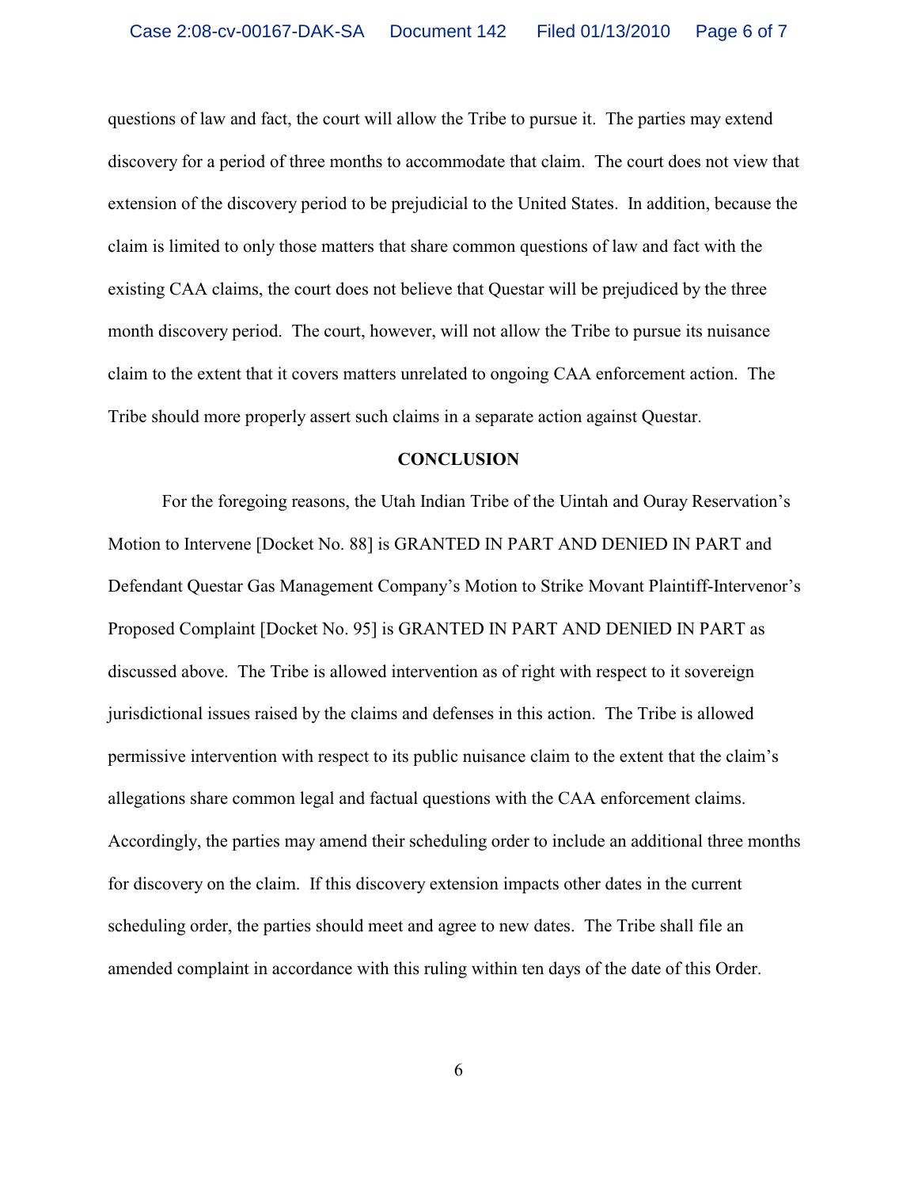questions of law and fact, the court will allow the Tribe to pursue it. The parties may extend discovery for a period of three months to accommodate that claim. The court does not view that extension of the discovery period to be prejudicial to the United States. In addition, because the claim is limited to only those matters that share common questions of law and fact with the existing CAA claims, the court does not believe that Questar will be prejudiced by the three month discovery period. The court, however, will not allow the Tribe to pursue its nuisance claim to the extent that it covers matters unrelated to ongoing CAA enforcement action. The Tribe should more properly assert such claims in a separate action against Questar.

**CONCLUSION**

For the foregoing reasons, the Utah Indian Tribe of the Uintah and Ouray Reservation's Motion to Intervene [Docket No. 88] is GRANTED IN PART AND DENIED IN PART and Defendant Questar Gas Management Company's Motion to Strike Movant Plaintiff-Intervenor's Proposed Complaint [Docket No. 95] is GRANTED IN PART AND DENIED IN PART as discussed above. The Tribe is allowed intervention as of right with respect to it sovereign jurisdictional issues raised by the claims and defenses in this action. The Tribe is allowed permissive intervention with respect to its public nuisance claim to the extent that the claim's allegations share common legal and factual questions with the CAA enforcement claims. Accordingly, the parties may amend their scheduling order to include an additional three months for discovery on the claim. If this discovery extension impacts other dates in the current scheduling order, the parties should meet and agree to new dates. The Tribe shall file an amended complaint in accordance with this ruling within ten days of the date of this Order.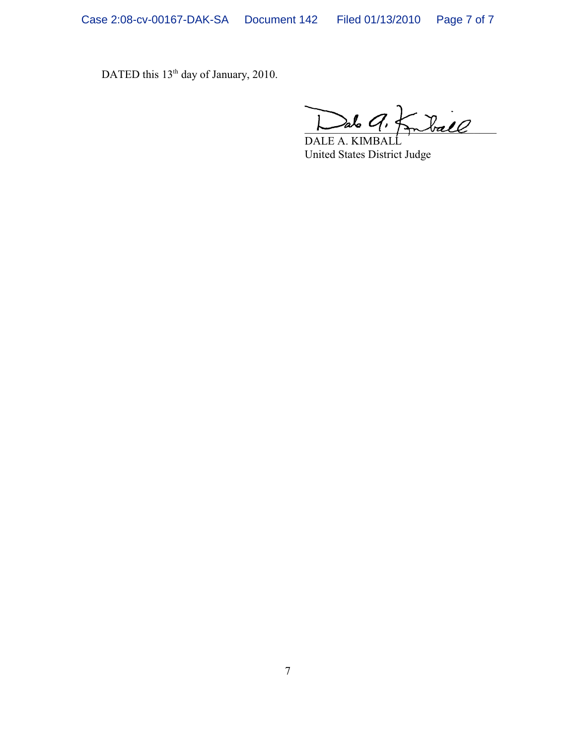DATED this 13th day of January, 2010.

DALE A. KIMBALL
United States District Judge